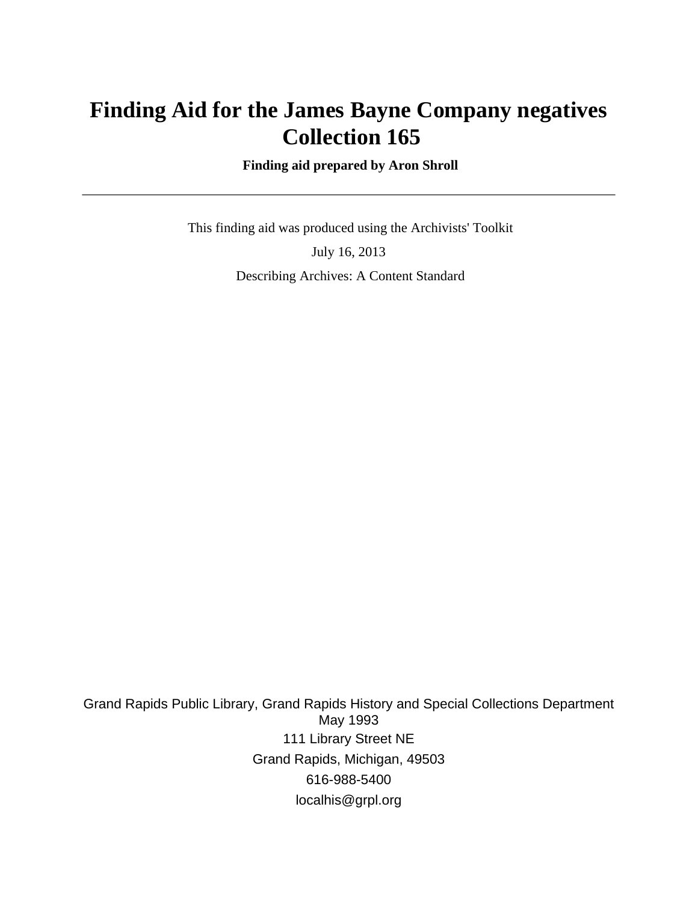# Finding Aid for the James Bayne Company negatives Collection 165

**Finding aid prepared by Aron Shroll**

---

This finding aid was produced using the Archivists' Toolkit

July 16, 2013

Describing Archives: A Content Standard

Grand Rapids Public Library, Grand Rapids History and Special Collections Department
May 1993

111 Library Street NE

Grand Rapids, Michigan, 49503

616-988-5400

localhis@grpl.org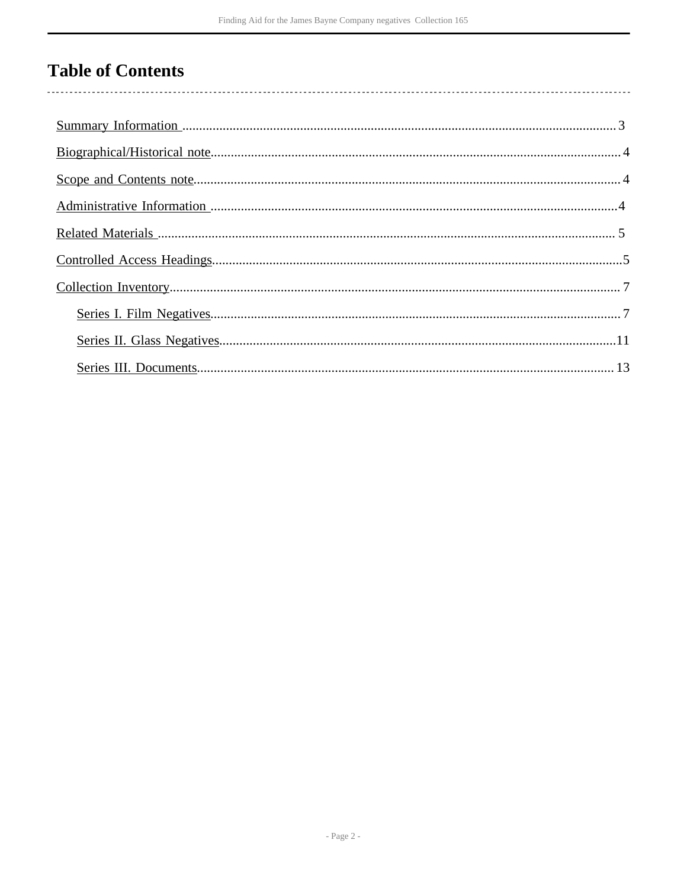# Table of Contents

- Summary Information ..... 3
- Biographical/Historical note ..... 4
- Scope and Contents note ..... 4
- Administrative Information ..... 4
- Related Materials ..... 5
- Controlled Access Headings ..... 5
- Collection Inventory ..... 7
  - Series I. Film Negatives ..... 7
  - Series II. Glass Negatives ..... 11
  - Series III. Documents ..... 13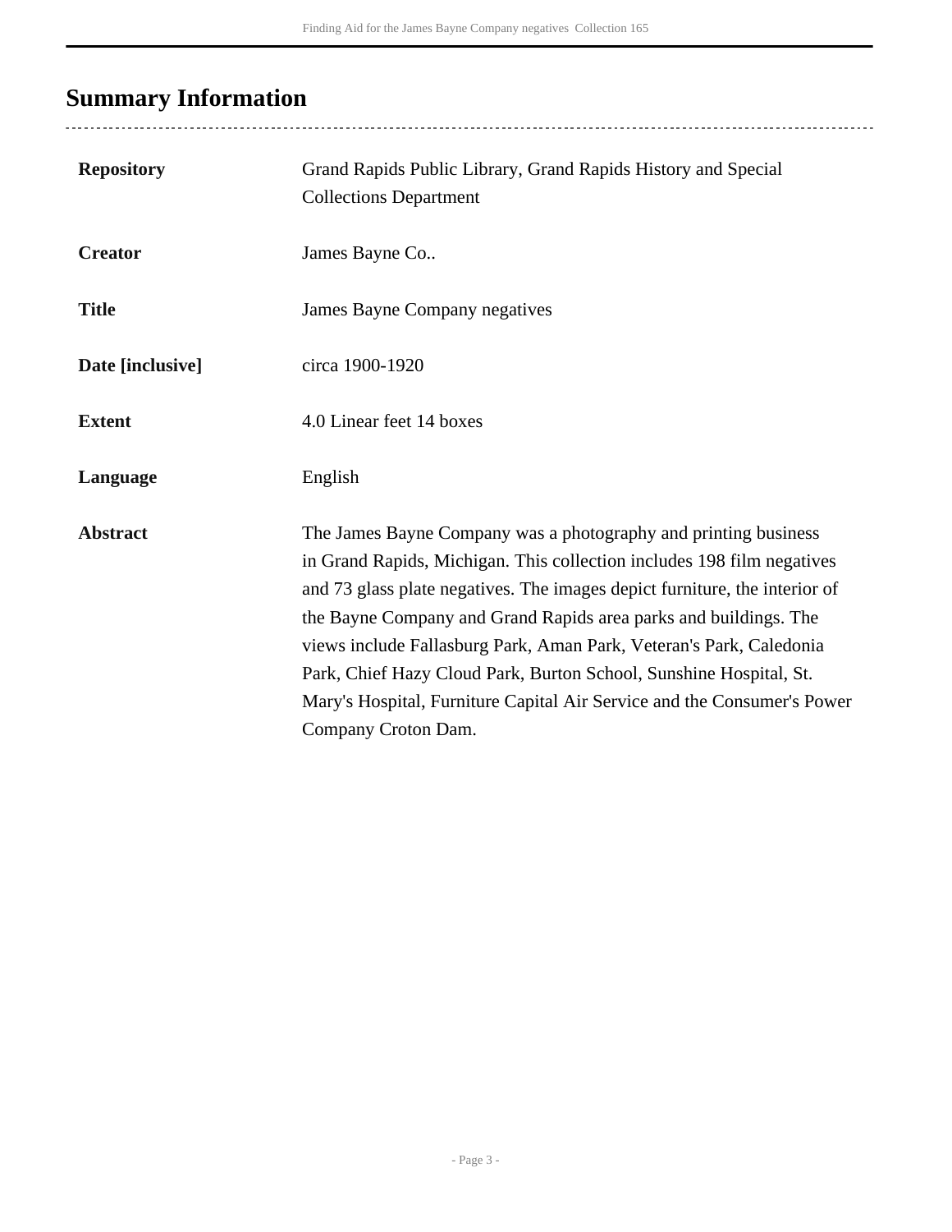## Summary Information

| | |
|---|---|
| **Repository** | Grand Rapids Public Library, Grand Rapids History and Special Collections Department |
| **Creator** | James Bayne Co.. |
| **Title** | James Bayne Company negatives |
| **Date [inclusive]** | circa 1900-1920 |
| **Extent** | 4.0 Linear feet 14 boxes |
| **Language** | English |
| **Abstract** | The James Bayne Company was a photography and printing business in Grand Rapids, Michigan. This collection includes 198 film negatives and 73 glass plate negatives. The images depict furniture, the interior of the Bayne Company and Grand Rapids area parks and buildings. The views include Fallasburg Park, Aman Park, Veteran's Park, Caledonia Park, Chief Hazy Cloud Park, Burton School, Sunshine Hospital, St. Mary's Hospital, Furniture Capital Air Service and the Consumer's Power Company Croton Dam. |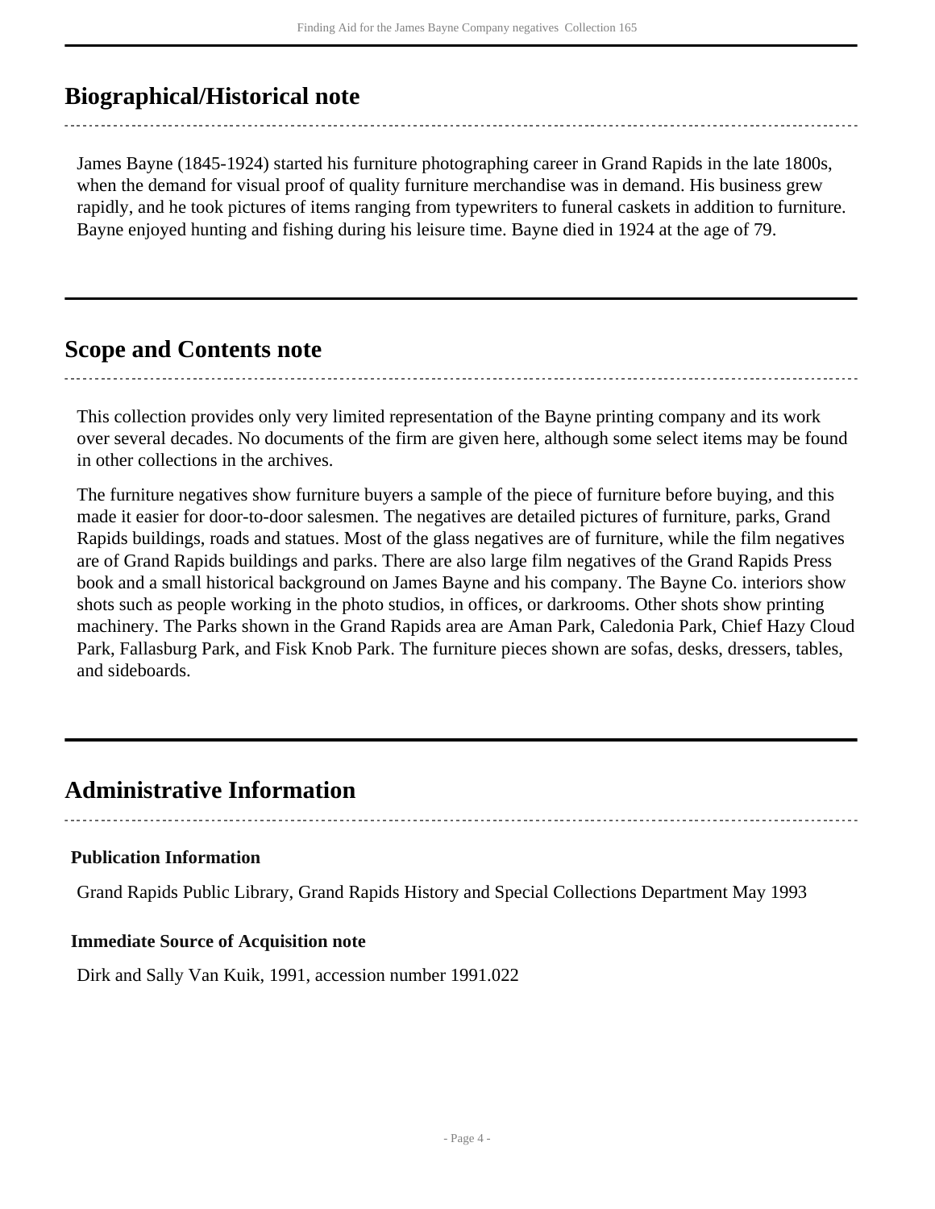## Biographical/Historical note

James Bayne (1845-1924) started his furniture photographing career in Grand Rapids in the late 1800s, when the demand for visual proof of quality furniture merchandise was in demand. His business grew rapidly, and he took pictures of items ranging from typewriters to funeral caskets in addition to furniture. Bayne enjoyed hunting and fishing during his leisure time. Bayne died in 1924 at the age of 79.

## Scope and Contents note

This collection provides only very limited representation of the Bayne printing company and its work over several decades. No documents of the firm are given here, although some select items may be found in other collections in the archives.

The furniture negatives show furniture buyers a sample of the piece of furniture before buying, and this made it easier for door-to-door salesmen. The negatives are detailed pictures of furniture, parks, Grand Rapids buildings, roads and statues. Most of the glass negatives are of furniture, while the film negatives are of Grand Rapids buildings and parks. There are also large film negatives of the Grand Rapids Press book and a small historical background on James Bayne and his company. The Bayne Co. interiors show shots such as people working in the photo studios, in offices, or darkrooms. Other shots show printing machinery. The Parks shown in the Grand Rapids area are Aman Park, Caledonia Park, Chief Hazy Cloud Park, Fallasburg Park, and Fisk Knob Park. The furniture pieces shown are sofas, desks, dressers, tables, and sideboards.

## Administrative Information

### Publication Information

Grand Rapids Public Library, Grand Rapids History and Special Collections Department May 1993

### Immediate Source of Acquisition note

Dirk and Sally Van Kuik, 1991, accession number 1991.022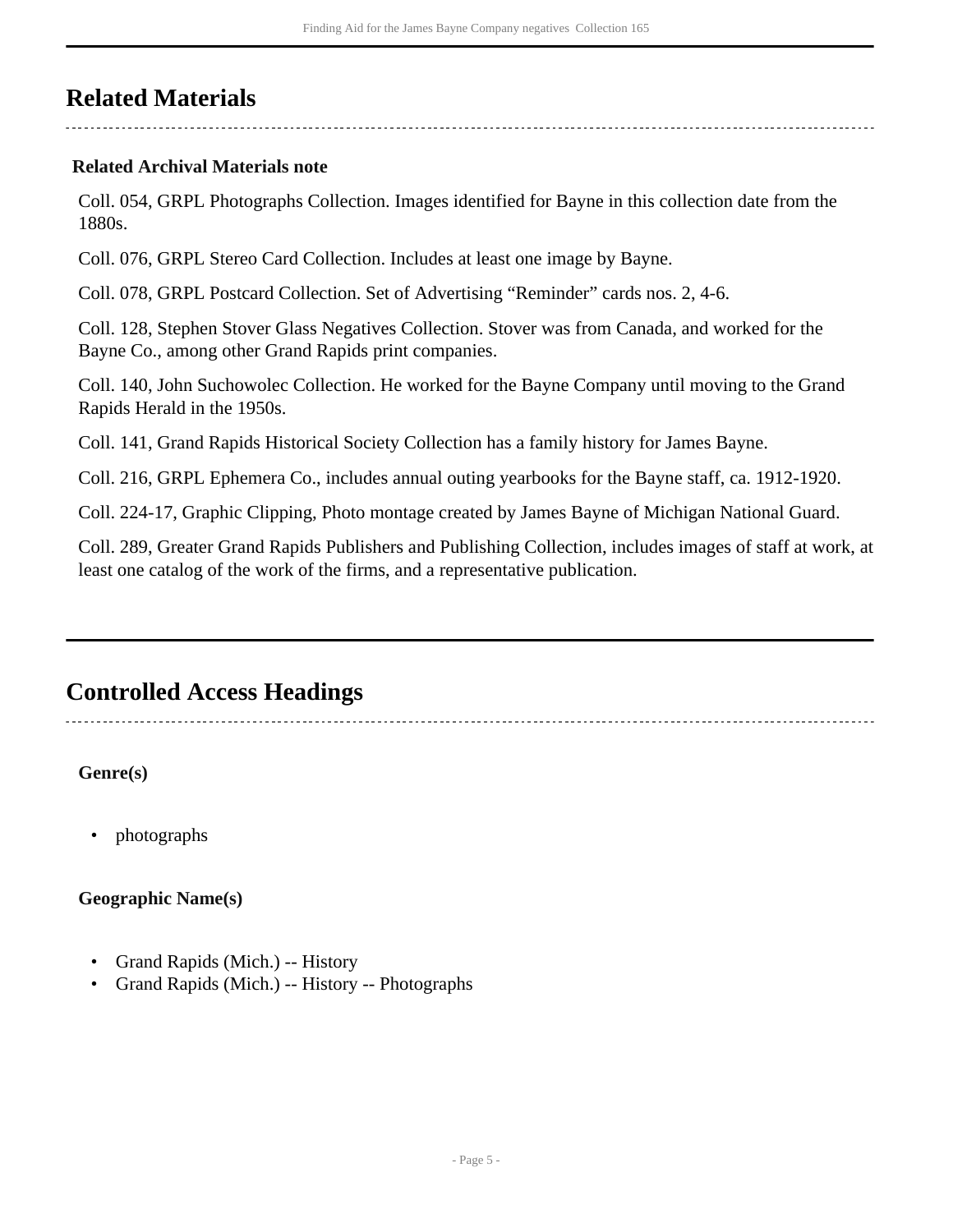## Related Materials

### Related Archival Materials note

Coll. 054, GRPL Photographs Collection. Images identified for Bayne in this collection date from the 1880s.

Coll. 076, GRPL Stereo Card Collection. Includes at least one image by Bayne.

Coll. 078, GRPL Postcard Collection. Set of Advertising “Reminder” cards nos. 2, 4-6.

Coll. 128, Stephen Stover Glass Negatives Collection. Stover was from Canada, and worked for the Bayne Co., among other Grand Rapids print companies.

Coll. 140, John Suchowolec Collection. He worked for the Bayne Company until moving to the Grand Rapids Herald in the 1950s.

Coll. 141, Grand Rapids Historical Society Collection has a family history for James Bayne.

Coll. 216, GRPL Ephemera Co., includes annual outing yearbooks for the Bayne staff, ca. 1912-1920.

Coll. 224-17, Graphic Clipping, Photo montage created by James Bayne of Michigan National Guard.

Coll. 289, Greater Grand Rapids Publishers and Publishing Collection, includes images of staff at work, at least one catalog of the work of the firms, and a representative publication.

## Controlled Access Headings

**Genre(s)**

- photographs

**Geographic Name(s)**

- Grand Rapids (Mich.) -- History
- Grand Rapids (Mich.) -- History -- Photographs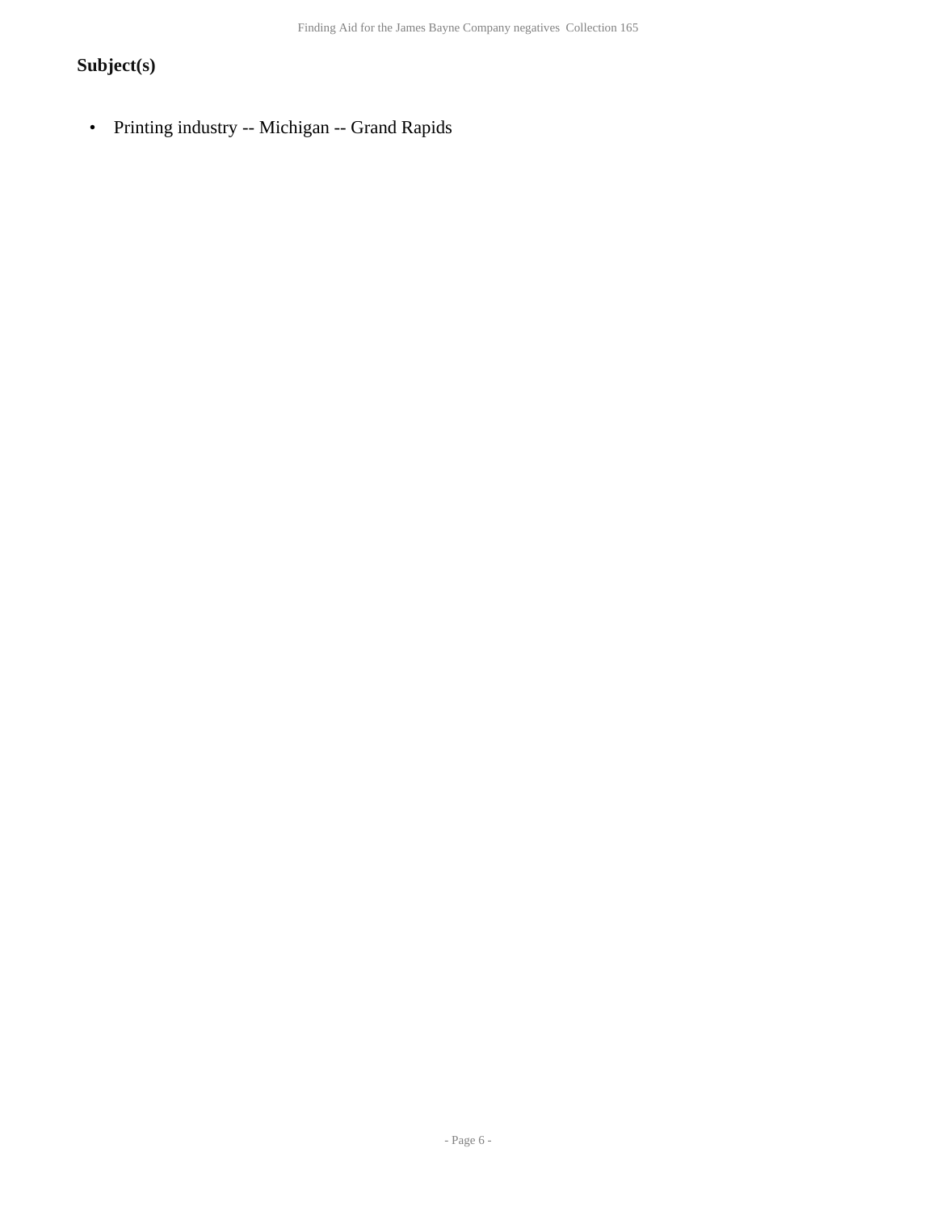## Subject(s)

- Printing industry -- Michigan -- Grand Rapids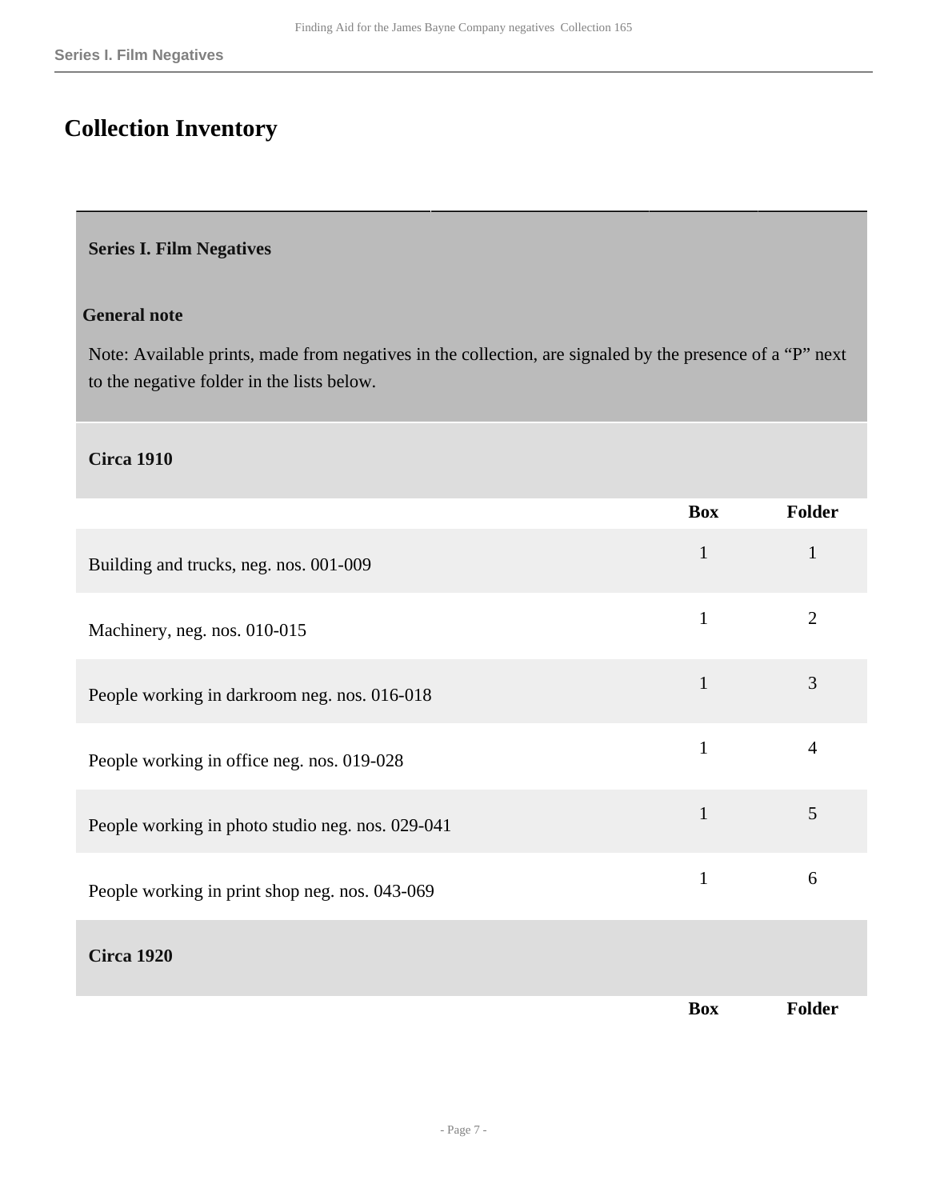## Collection Inventory

### Series I. Film Negatives

**General note**

Note: Available prints, made from negatives in the collection, are signaled by the presence of a "P" next to the negative folder in the lists below.

#### Circa 1910

| | Box | Folder |
|---|---|---|
| Building and trucks, neg. nos. 001-009 | 1 | 1 |
| Machinery, neg. nos. 010-015 | 1 | 2 |
| People working in darkroom neg. nos. 016-018 | 1 | 3 |
| People working in office neg. nos. 019-028 | 1 | 4 |
| People working in photo studio neg. nos. 029-041 | 1 | 5 |
| People working in print shop neg. nos. 043-069 | 1 | 6 |

#### Circa 1920

| | Box | Folder |
|---|---|---|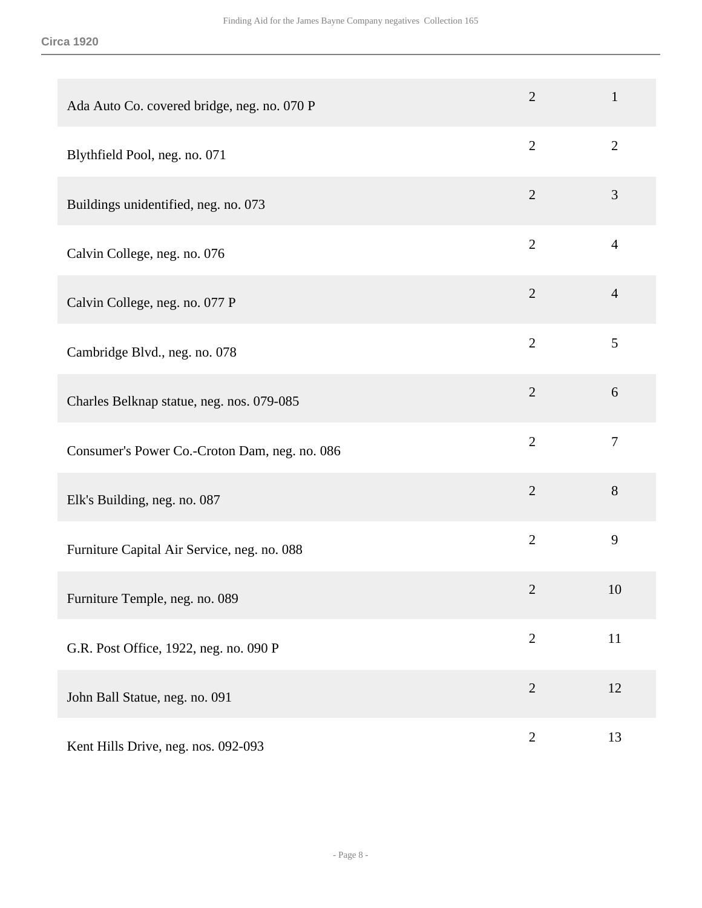**Circa 1920**

| | | |
|---|---|---|
| Ada Auto Co. covered bridge, neg. no. 070 P | 2 | 1 |
| Blythfield Pool, neg. no. 071 | 2 | 2 |
| Buildings unidentified, neg. no. 073 | 2 | 3 |
| Calvin College, neg. no. 076 | 2 | 4 |
| Calvin College, neg. no. 077 P | 2 | 4 |
| Cambridge Blvd., neg. no. 078 | 2 | 5 |
| Charles Belknap statue, neg. nos. 079-085 | 2 | 6 |
| Consumer's Power Co.-Croton Dam, neg. no. 086 | 2 | 7 |
| Elk's Building, neg. no. 087 | 2 | 8 |
| Furniture Capital Air Service, neg. no. 088 | 2 | 9 |
| Furniture Temple, neg. no. 089 | 2 | 10 |
| G.R. Post Office, 1922, neg. no. 090 P | 2 | 11 |
| John Ball Statue, neg. no. 091 | 2 | 12 |
| Kent Hills Drive, neg. nos. 092-093 | 2 | 13 |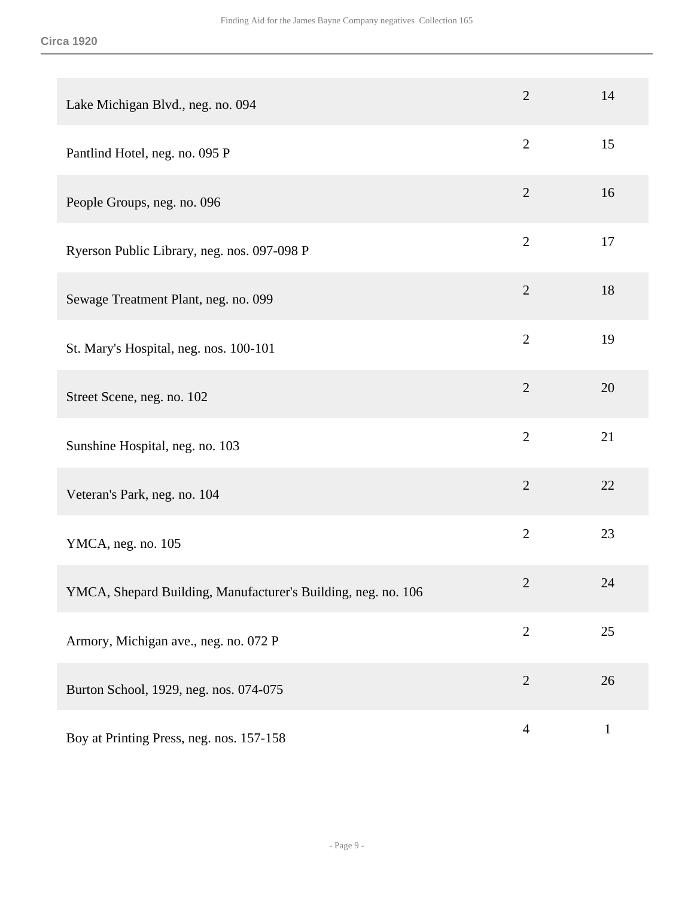**Circa 1920**

| | | |
|---|---|---|
| Lake Michigan Blvd., neg. no. 094 | 2 | 14 |
| Pantlind Hotel, neg. no. 095 P | 2 | 15 |
| People Groups, neg. no. 096 | 2 | 16 |
| Ryerson Public Library, neg. nos. 097-098 P | 2 | 17 |
| Sewage Treatment Plant, neg. no. 099 | 2 | 18 |
| St. Mary's Hospital, neg. nos. 100-101 | 2 | 19 |
| Street Scene, neg. no. 102 | 2 | 20 |
| Sunshine Hospital, neg. no. 103 | 2 | 21 |
| Veteran's Park, neg. no. 104 | 2 | 22 |
| YMCA, neg. no. 105 | 2 | 23 |
| YMCA, Shepard Building, Manufacturer's Building, neg. no. 106 | 2 | 24 |
| Armory, Michigan ave., neg. no. 072 P | 2 | 25 |
| Burton School, 1929, neg. nos. 074-075 | 2 | 26 |
| Boy at Printing Press, neg. nos. 157-158 | 4 | 1 |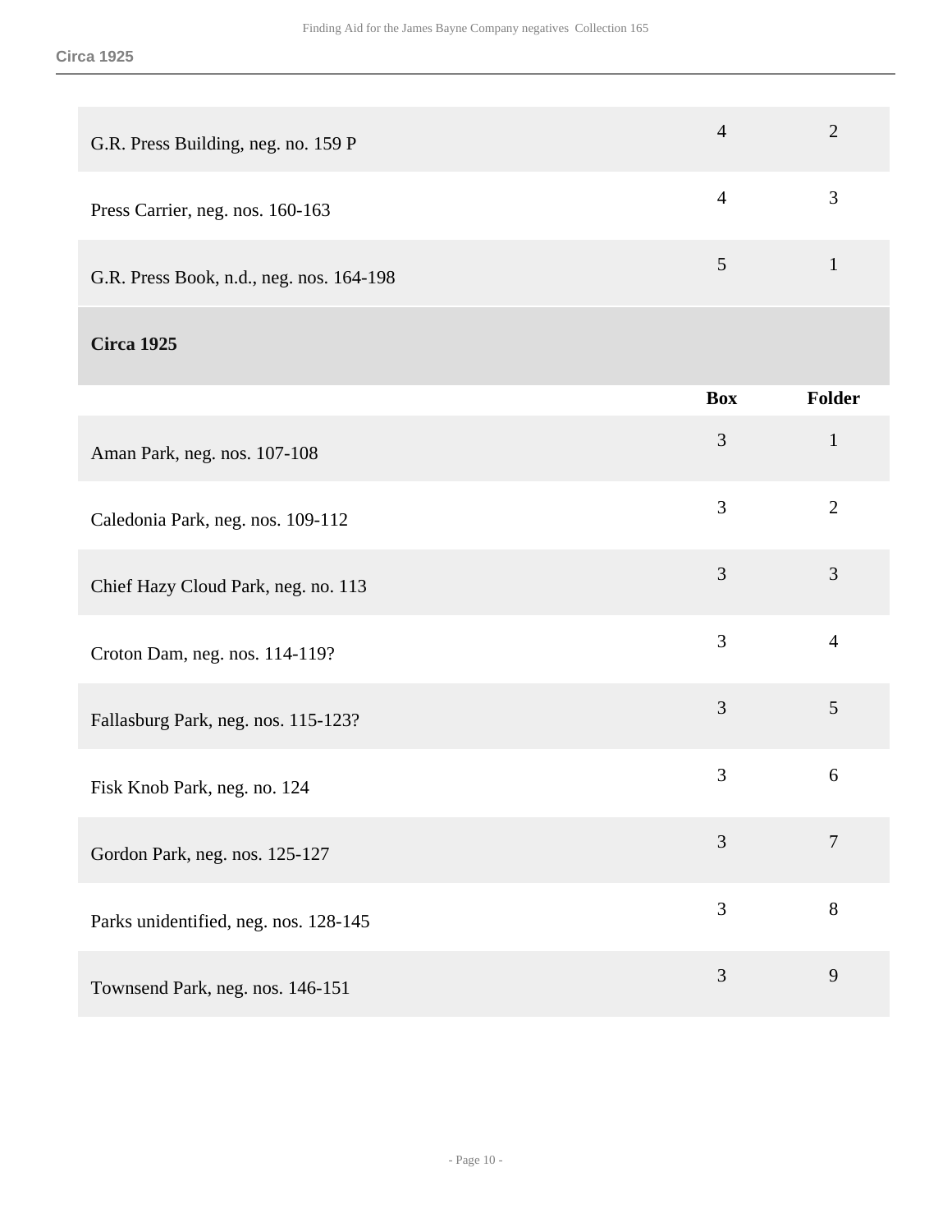| | Box | Folder |
|---|---|---|
| G.R. Press Building, neg. no. 159 P | 4 | 2 |
| Press Carrier, neg. nos. 160-163 | 4 | 3 |
| G.R. Press Book, n.d., neg. nos. 164-198 | 5 | 1 |

## Circa 1925

| | Box | Folder |
|---|---|---|
| Aman Park, neg. nos. 107-108 | 3 | 1 |
| Caledonia Park, neg. nos. 109-112 | 3 | 2 |
| Chief Hazy Cloud Park, neg. no. 113 | 3 | 3 |
| Croton Dam, neg. nos. 114-119? | 3 | 4 |
| Fallasburg Park, neg. nos. 115-123? | 3 | 5 |
| Fisk Knob Park, neg. no. 124 | 3 | 6 |
| Gordon Park, neg. nos. 125-127 | 3 | 7 |
| Parks unidentified, neg. nos. 128-145 | 3 | 8 |
| Townsend Park, neg. nos. 146-151 | 3 | 9 |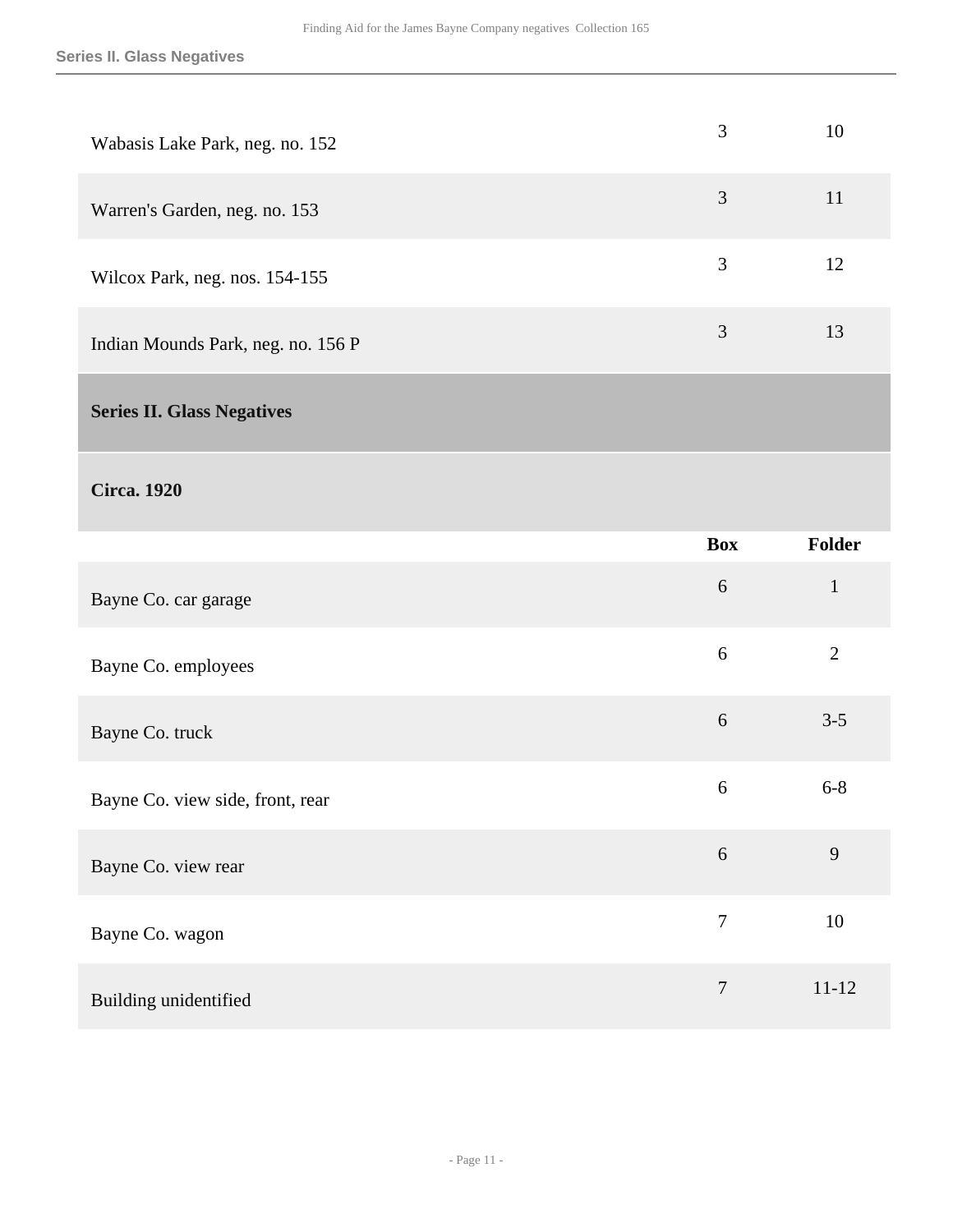| | | |
|---|---|---|
| Wabasis Lake Park, neg. no. 152 | 3 | 10 |
| Warren's Garden, neg. no. 153 | 3 | 11 |
| Wilcox Park, neg. nos. 154-155 | 3 | 12 |
| Indian Mounds Park, neg. no. 156 P | 3 | 13 |

## Series II. Glass Negatives

### Circa. 1920

| | Box | Folder |
|---|---|---|
| Bayne Co. car garage | 6 | 1 |
| Bayne Co. employees | 6 | 2 |
| Bayne Co. truck | 6 | 3-5 |
| Bayne Co. view side, front, rear | 6 | 6-8 |
| Bayne Co. view rear | 6 | 9 |
| Bayne Co. wagon | 7 | 10 |
| Building unidentified | 7 | 11-12 |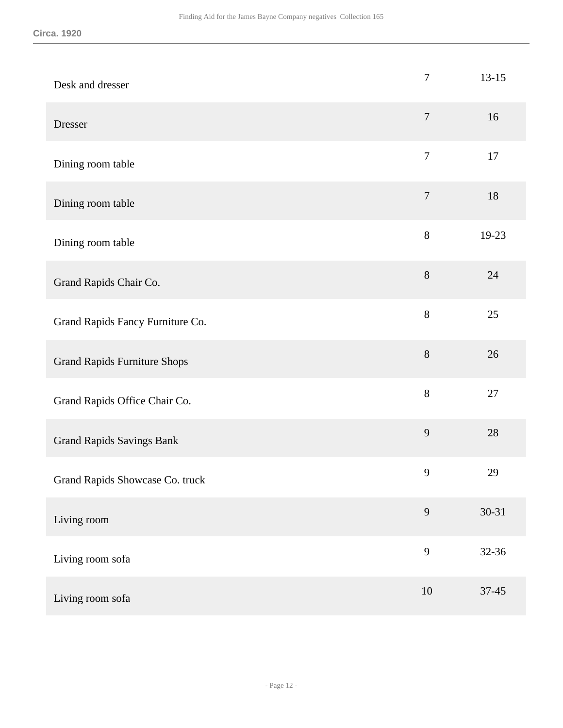| | | |
|---|---|---|
| Desk and dresser | 7 | 13-15 |
| Dresser | 7 | 16 |
| Dining room table | 7 | 17 |
| Dining room table | 7 | 18 |
| Dining room table | 8 | 19-23 |
| Grand Rapids Chair Co. | 8 | 24 |
| Grand Rapids Fancy Furniture Co. | 8 | 25 |
| Grand Rapids Furniture Shops | 8 | 26 |
| Grand Rapids Office Chair Co. | 8 | 27 |
| Grand Rapids Savings Bank | 9 | 28 |
| Grand Rapids Showcase Co. truck | 9 | 29 |
| Living room | 9 | 30-31 |
| Living room sofa | 9 | 32-36 |
| Living room sofa | 10 | 37-45 |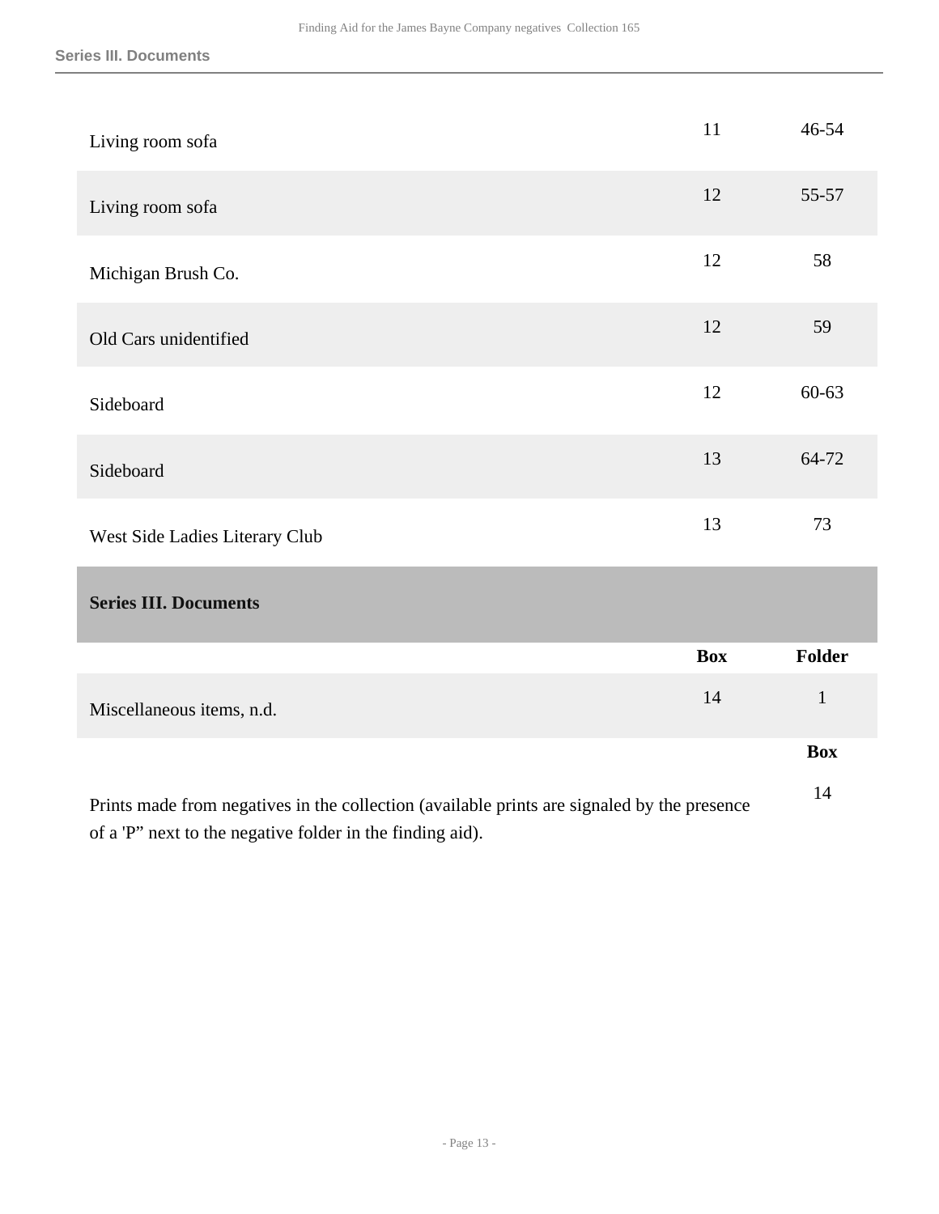| | | |
|---|---|---|
| Living room sofa | 11 | 46-54 |
| Living room sofa | 12 | 55-57 |
| Michigan Brush Co. | 12 | 58 |
| Old Cars unidentified | 12 | 59 |
| Sideboard | 12 | 60-63 |
| Sideboard | 13 | 64-72 |
| West Side Ladies Literary Club | 13 | 73 |

## Series III. Documents

| | Box | Folder |
|---|---|---|
| Miscellaneous items, n.d. | 14 | 1 |

| | Box |
|---|---|
| Prints made from negatives in the collection (available prints are signaled by the presence of a 'P” next to the negative folder in the finding aid). | 14 |